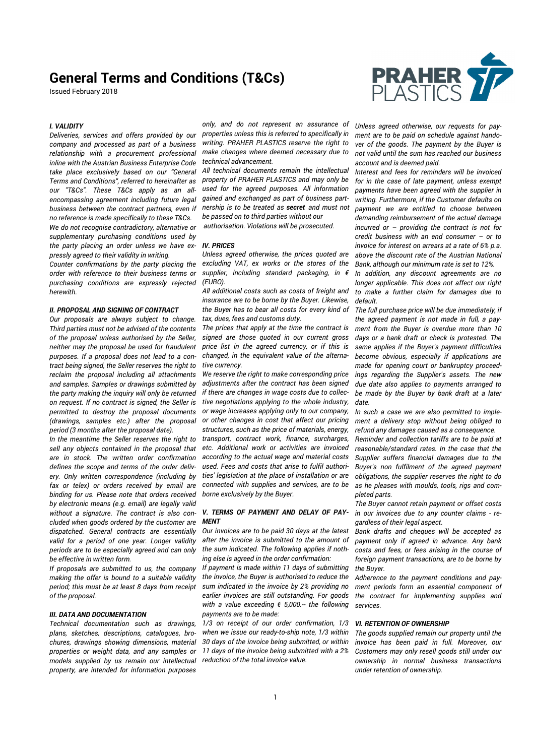# General Terms and Conditions (T&Cs)

Issued February 2018

### *I. VALIDITY*

*Deliveries, services and offers provided by our company and processed as part of a business relationship with a procurement professional inline with the Austrian Business Enterprise Code take place exclusively based on our "General Terms and Conditions", referred to hereinafter as our "T&Cs". These T&Cs apply as an all-encompassing agreement including future legal business between the contract partners, even if no reference is made specifically to these T&Cs.*

*We do not recognise contradictory, alternative or supplementary purchasing conditions used by the party placing an order unless we have expressly agreed to their validity in writing.*

*Counter confirmations by the party placing the order with reference to their business terms or purchasing conditions are expressly rejected herewith.*

### *II. PROPOSAL AND SIGNING OF CONTRACT*

*Our proposals are always subject to change. Third parties must not be advised of the contents of the proposal unless authorised by the Seller, neither may the proposal be used for fraudulent purposes. If a proposal does not lead to a contract being signed, the Seller reserves the right to reclaim the proposal including all attachments and samples. Samples or drawings submitted by the party making the inquiry will only be returned on request. If no contract is signed, the Seller is permitted to destroy the proposal documents (drawings, samples etc.) after the proposal period (3 months after the proposal date).*

*In the meantime the Seller reserves the right to sell any objects contained in the proposal that are in stock. The written order confirmation defines the scope and terms of the order delivery. Only written correspondence (including by fax or telex) or orders received by email are binding for us. Please note that orders received by electronic means (e.g. email) are legally valid without a signature. The contract is also concluded when goods ordered by the customer are dispatched. General contracts are essentially valid for a period of one year. Longer validity periods are to be especially agreed and can only be effective in written form.*

*If proposals are submitted to us, the company making the offer is bound to a suitable validity period; this must be at least 8 days from receipt of the proposal.*

### *III. DATA AND DOCUMENTATION*

*Technical documentation such as drawings, plans, sketches, descriptions, catalogues, brochures, drawings showing dimensions, material properties or weight data, and any samples or models supplied by us remain our intellectual property, are intended for information purposes only, and do not represent an assurance of properties unless this is referred to specifically in writing. PRAHER PLASTICS reserve the right to make changes where deemed necessary due to technical advancement.*

*All technical documents remain the intellectual property of PRAHER PLASTICS and may only be used for the agreed purposes. All information gained and exchanged as part of business partnership is to be treated as **secret** and must not be passed on to third parties without our authorisation. Violations will be prosecuted.*

### *IV. PRICES*

*Unless agreed otherwise, the prices quoted are excluding VAT, ex works or the stores of the supplier, including standard packaging, in € (EURO).*

*All additional costs such as costs of freight and insurance are to be borne by the Buyer. Likewise, the Buyer has to bear all costs for every kind of tax, dues, fees and customs duty.*

*The prices that apply at the time the contract is signed are those quoted in our current gross price list in the agreed currency, or if this is changed, in the equivalent value of the alternative currency.*

*We reserve the right to make corresponding price adjustments after the contract has been signed if there are changes in wage costs due to collective negotiations applying to the whole industry, or wage increases applying only to our company, or other changes in cost that affect our pricing structures, such as the price of materials, energy, transport, contract work, finance, surcharges, etc. Additional work or activities are invoiced according to the actual wage and material costs used. Fees and costs that arise to fulfil authorities' legislation at the place of installation or are connected with supplies and services, are to be borne exclusively by the Buyer.*

### *V. TERMS OF PAYMENT AND DELAY OF PAYMENT*

*Our invoices are to be paid 30 days at the latest after the invoice is submitted to the amount of the sum indicated. The following applies if nothing else is agreed in the order confirmation:*

*If payment is made within 11 days of submitting the invoice, the Buyer is authorised to reduce the sum indicated in the invoice by 2% providing no earlier invoices are still outstanding. For goods with a value exceeding € 5,000.-- the following payments are to be made:*

*1/3 on receipt of our order confirmation, 1/3 when we issue our ready-to-ship note, 1/3 within 30 days of the invoice being submitted, or within 11 days of the invoice being submitted with a 2% reduction of the total invoice value.*

*Unless agreed otherwise, our requests for payment are to be paid on schedule against handover of the goods. The payment by the Buyer is not valid until the sum has reached our business account and is deemed paid.*

*Interest and fees for reminders will be invoiced for in the case of late payment, unless exempt payments have been agreed with the supplier in writing. Furthermore, if the Customer defaults on payment we are entitled to choose between demanding reimbursement of the actual damage incurred or – providing the contract is not for credit business with an end consumer – or to invoice for interest on arrears at a rate of 6% p.a. above the discount rate of the Austrian National Bank, although our minimum rate is set to 12%.*

*In addition, any discount agreements are no longer applicable. This does not affect our right to make a further claim for damages due to default.*

*The full purchase price will be due immediately, if the agreed payment is not made in full, a payment from the Buyer is overdue more than 10 days or a bank draft or check is protested. The same applies if the Buyer's payment difficulties become obvious, especially if applications are made for opening court or bankruptcy proceedings regarding the Supplier's assets. The new due date also applies to payments arranged to be made by the Buyer by bank draft at a later date.*

*In such a case we are also permitted to implement a delivery stop without being obliged to refund any damages caused as a consequence.*

*Reminder and collection tariffs are to be paid at reasonable/standard rates. In the case that the Supplier suffers financial damages due to the Buyer's non fulfilment of the agreed payment obligations, the supplier reserves the right to do as he pleases with moulds, tools, rigs and completed parts.*

*The Buyer cannot retain payment or offset costs in our invoices due to any counter claims - regardless of their legal aspect.*

*Bank drafts and cheques will be accepted as payment only if agreed in advance. Any bank costs and fees, or fees arising in the course of foreign payment transactions, are to be borne by the Buyer.*

*Adherence to the payment conditions and payment periods form an essential component of the contract for implementing supplies and services.*

### *VI. RETENTION OF OWNERSHIP*

*The goods supplied remain our property until the invoice has been paid in full. Moreover, our Customers may only resell goods still under our ownership in normal business transactions under retention of ownership.*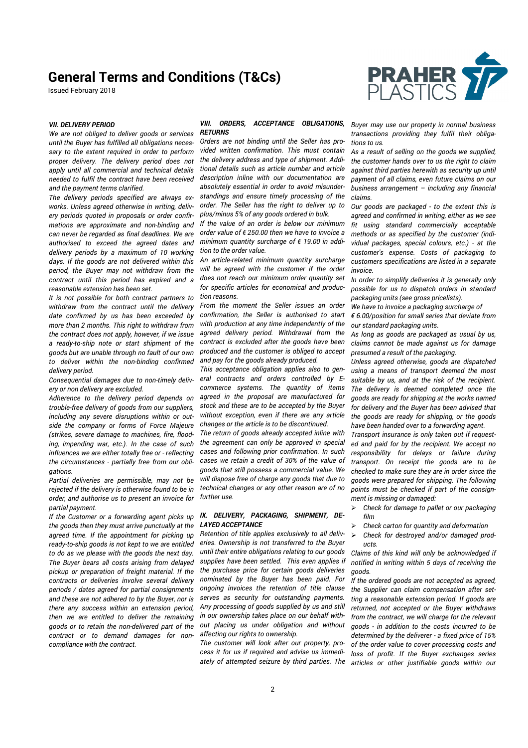# General Terms and Conditions (T&Cs)

Issued February 2018

### *VII. DELIVERY PERIOD*

*We are not obliged to deliver goods or services until the Buyer has fulfilled all obligations necessary to the extent required in order to perform proper delivery. The delivery period does not apply until all commercial and technical details needed to fulfil the contract have been received and the payment terms clarified.*

*The delivery periods specified are always ex-works. Unless agreed otherwise in writing, delivery periods quoted in proposals or order confirmations are approximate and non-binding and can never be regarded as final deadlines. We are authorised to exceed the agreed dates and delivery periods by a maximum of 10 working days. If the goods are not delivered within this period, the Buyer may not withdraw from the contract until this period has expired and a reasonable extension has been set.*

*It is not possible for both contract partners to withdraw from the contract until the delivery date confirmed by us has been exceeded by more than 2 months. This right to withdraw from the contract does not apply, however, if we issue a ready-to-ship note or start shipment of the goods but are unable through no fault of our own to deliver within the non-binding confirmed delivery period.*

*Consequential damages due to non-timely delivery or non delivery are excluded.*

*Adherence to the delivery period depends on trouble-free delivery of goods from our suppliers, including any severe disruptions within or outside the company or forms of Force Majeure (strikes, severe damage to machines, fire, flooding, impending war, etc.). In the case of such influences we are either totally free or - reflecting the circumstances - partially free from our obligations.*

*Partial deliveries are permissible, may not be rejected if the delivery is otherwise found to be in order, and authorise us to present an invoice for partial payment.*

*If the Customer or a forwarding agent picks up the goods then they must arrive punctually at the agreed time. If the appointment for picking up ready-to-ship goods is not kept to we are entitled to do as we please with the goods the next day. The Buyer bears all costs arising from delayed pickup or preparation of freight material. If the contracts or deliveries involve several delivery periods / dates agreed for partial consignments and these are not adhered to by the Buyer, nor is there any success within an extension period, then we are entitled to deliver the remaining goods or to retain the non-delivered part of the contract or to demand damages for non-compliance with the contract.*

### *VIII. ORDERS, ACCEPTANCE OBLIGATIONS, RETURNS*

*Orders are not binding until the Seller has provided written confirmation. This must contain the delivery address and type of shipment. Additional details such as article number and article description inline with our documentation are absolutely essential in order to avoid misunderstandings and ensure timely processing of the order. The Seller has the right to deliver up to plus/minus 5% of any goods ordered in bulk.*

*If the value of an order is below our minimum order value of € 250.00 then we have to invoice a minimum quantity surcharge of € 19.00 in addition to the order value.*

*An article-related minimum quantity surcharge will be agreed with the customer if the order does not reach our minimum order quantity set for specific articles for economical and production reasons.*

*From the moment the Seller issues an order confirmation, the Seller is authorised to start with production at any time independently of the agreed delivery period. Withdrawal from the contract is excluded after the goods have been produced and the customer is obliged to accept and pay for the goods already produced.*

*This acceptance obligation applies also to general contracts and orders controlled by E-commerce systems. The quantity of items agreed in the proposal are manufactured for stock and these are to be accepted by the Buyer without exception, even if there are any article changes or the article is to be discontinued.*

*The return of goods already accepted inline with the agreement can only be approved in special cases and following prior confirmation. In such cases we retain a credit of 30% of the value of goods that still possess a commercial value. We will dispose free of charge any goods that due to technical changes or any other reason are of no further use.*

### *IX. DELIVERY, PACKAGING, SHIPMENT, DELAYED ACCEPTANCE*

*Retention of title applies exclusively to all deliveries. Ownership is not transferred to the Buyer until their entire obligations relating to our goods supplies have been settled. This even applies if the purchase price for certain goods deliveries nominated by the Buyer has been paid. For ongoing invoices the retention of title clause serves as security for outstanding payments. Any processing of goods supplied by us and still in our ownership takes place on our behalf without placing us under obligation and without affecting our rights to ownership.*

*The customer will look after our property, process it for us if required and advise us immediately of attempted seizure by third parties. The Buyer may use our property in normal business transactions providing they fulfil their obligations to us.*

*As a result of selling on the goods we supplied, the customer hands over to us the right to claim against third parties herewith as security up until payment of all claims, even future claims on our business arrangement – including any financial claims.*

*Our goods are packaged - to the extent this is agreed and confirmed in writing, either as we see fit using standard commercially acceptable methods or as specified by the customer (individual packages, special colours, etc.) - at the customer's expense. Costs of packaging to customers specifications are listed in a separate invoice.*

*In order to simplify deliveries it is generally only possible for us to dispatch orders in standard packaging units (see gross pricelists).*

*We have to invoice a packaging surcharge of € 6.00/position for small series that deviate from our standard packaging units.*

*As long as goods are packaged as usual by us, claims cannot be made against us for damage presumed a result of the packaging.*

*Unless agreed otherwise, goods are dispatched using a means of transport deemed the most suitable by us, and at the risk of the recipient. The delivery is deemed completed once the goods are ready for shipping at the works named for delivery and the Buyer has been advised that the goods are ready for shipping, or the goods have been handed over to a forwarding agent.*

*Transport insurance is only taken out if requested and paid for by the recipient. We accept no responsibility for delays or failure during transport. On receipt the goods are to be checked to make sure they are in order since the goods were prepared for shipping. The following points must be checked if part of the consignment is missing or damaged:*

- *Check for damage to pallet or our packaging film*
- *Check carton for quantity and deformation*
- *Check for destroyed and/or damaged products.*

*Claims of this kind will only be acknowledged if notified in writing within 5 days of receiving the goods.*

*If the ordered goods are not accepted as agreed, the Supplier can claim compensation after setting a reasonable extension period. If goods are returned, not accepted or the Buyer withdraws from the contract, we will charge for the relevant goods - in addition to the costs incurred to be determined by the deliverer - a fixed price of 15% of the order value to cover processing costs and loss of profit. If the Buyer exchanges series articles or other justifiable goods within our*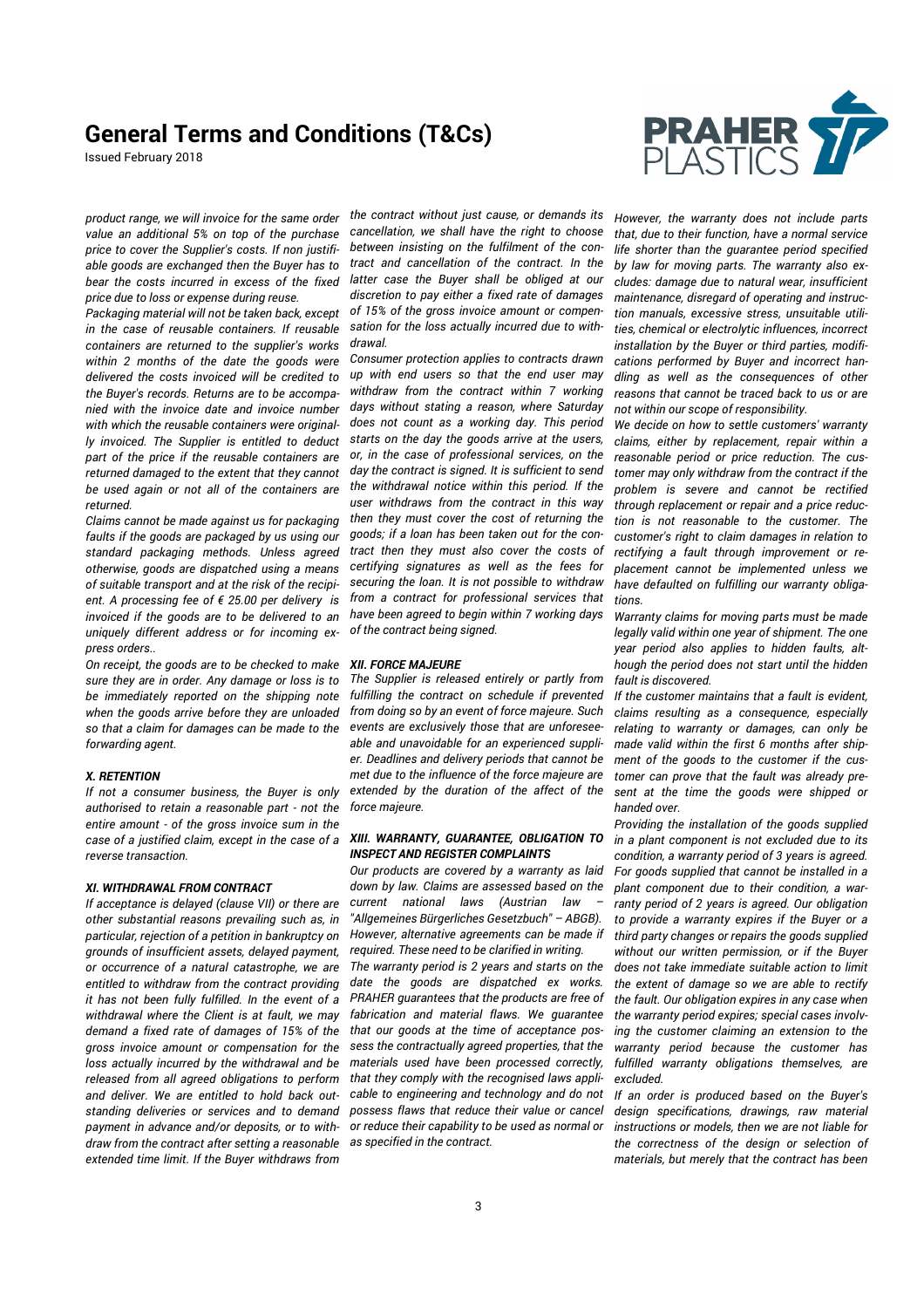*product range, we will invoice for the same order value an additional 5% on top of the purchase price to cover the Supplier's costs. If non justifiable goods are exchanged then the Buyer has to bear the costs incurred in excess of the fixed price due to loss or expense during reuse.*

*Packaging material will not be taken back, except in the case of reusable containers. If reusable containers are returned to the supplier's works within 2 months of the date the goods were delivered the costs invoiced will be credited to the Buyer's records. Returns are to be accompanied with the invoice date and invoice number with which the reusable containers were originally invoiced. The Supplier is entitled to deduct part of the price if the reusable containers are returned damaged to the extent that they cannot be used again or not all of the containers are returned.*

*Claims cannot be made against us for packaging faults if the goods are packaged by us using our standard packaging methods. Unless agreed otherwise, goods are dispatched using a means of suitable transport and at the risk of the recipient. A processing fee of € 25.00 per delivery is invoiced if the goods are to be delivered to an uniquely different address or for incoming express orders..*

*On receipt, the goods are to be checked to make sure they are in order. Any damage or loss is to be immediately reported on the shipping note when the goods arrive before they are unloaded so that a claim for damages can be made to the forwarding agent.*

#### *X. RETENTION*

*If not a consumer business, the Buyer is only authorised to retain a reasonable part - not the entire amount - of the gross invoice sum in the case of a justified claim, except in the case of a reverse transaction.*

#### *XI. WITHDRAWAL FROM CONTRACT*

*If acceptance is delayed (clause VII) or there are other substantial reasons prevailing such as, in particular, rejection of a petition in bankruptcy on grounds of insufficient assets, delayed payment, or occurrence of a natural catastrophe, we are entitled to withdraw from the contract providing it has not been fully fulfilled. In the event of a withdrawal where the Client is at fault, we may demand a fixed rate of damages of 15% of the gross invoice amount or compensation for the loss actually incurred by the withdrawal and be released from all agreed obligations to perform and deliver. We are entitled to hold back outstanding deliveries or services and to demand payment in advance and/or deposits, or to withdraw from the contract after setting a reasonable extended time limit. If the Buyer withdraws from the contract without just cause, or demands its cancellation, we shall have the right to choose between insisting on the fulfilment of the contract and cancellation of the contract. In the latter case the Buyer shall be obliged at our discretion to pay either a fixed rate of damages of 15% of the gross invoice amount or compensation for the loss actually incurred due to withdrawal.*

*Consumer protection applies to contracts drawn up with end users so that the end user may withdraw from the contract within 7 working days without stating a reason, where Saturday does not count as a working day. This period starts on the day the goods arrive at the users, or, in the case of professional services, on the day the contract is signed. It is sufficient to send the withdrawal notice within this period. If the user withdraws from the contract in this way then they must cover the cost of returning the goods; if a loan has been taken out for the contract then they must also cover the costs of certifying signatures as well as the fees for securing the loan. It is not possible to withdraw from a contract for professional services that have been agreed to begin within 7 working days of the contract being signed.*

#### *XII. FORCE MAJEURE*

*The Supplier is released entirely or partly from fulfilling the contract on schedule if prevented from doing so by an event of force majeure. Such events are exclusively those that are unforeseeable and unavoidable for an experienced supplier. Deadlines and delivery periods that cannot be met due to the influence of the force majeure are extended by the duration of the affect of the force majeure.*

#### *XIII. WARRANTY, GUARANTEE, OBLIGATION TO INSPECT AND REGISTER COMPLAINTS*

*Our products are covered by a warranty as laid down by law. Claims are assessed based on the current national laws (Austrian law – "Allgemeines Bürgerliches Gesetzbuch" – ABGB). However, alternative agreements can be made if required. These need to be clarified in writing.*

*The warranty period is 2 years and starts on the date the goods are dispatched ex works. PRAHER guarantees that the products are free of fabrication and material flaws. We guarantee that our goods at the time of acceptance possess the contractually agreed properties, that the materials used have been processed correctly, that they comply with the recognised laws applicable to engineering and technology and do not possess flaws that reduce their value or cancel or reduce their capability to be used as normal or as specified in the contract.*

*However, the warranty does not include parts that, due to their function, have a normal service life shorter than the guarantee period specified by law for moving parts. The warranty also excludes: damage due to natural wear, insufficient maintenance, disregard of operating and instruction manuals, excessive stress, unsuitable utilities, chemical or electrolytic influences, incorrect installation by the Buyer or third parties, modifications performed by Buyer and incorrect handling as well as the consequences of other reasons that cannot be traced back to us or are not within our scope of responsibility.*

*We decide on how to settle customers' warranty claims, either by replacement, repair within a reasonable period or price reduction. The customer may only withdraw from the contract if the problem is severe and cannot be rectified through replacement or repair and a price reduction is not reasonable to the customer. The customer's right to claim damages in relation to rectifying a fault through improvement or replacement cannot be implemented unless we have defaulted on fulfilling our warranty obligations.*

*Warranty claims for moving parts must be made legally valid within one year of shipment. The one year period also applies to hidden faults, although the period does not start until the hidden fault is discovered.*

*If the customer maintains that a fault is evident, claims resulting as a consequence, especially relating to warranty or damages, can only be made valid within the first 6 months after shipment of the goods to the customer if the customer can prove that the fault was already present at the time the goods were shipped or handed over.*

*Providing the installation of the goods supplied in a plant component is not excluded due to its condition, a warranty period of 3 years is agreed. For goods supplied that cannot be installed in a plant component due to their condition, a warranty period of 2 years is agreed. Our obligation to provide a warranty expires if the Buyer or a third party changes or repairs the goods supplied without our written permission, or if the Buyer does not take immediate suitable action to limit the extent of damage so we are able to rectify the fault. Our obligation expires in any case when the warranty period expires; special cases involving the customer claiming an extension to the warranty period because the customer has fulfilled warranty obligations themselves, are excluded.*

*If an order is produced based on the Buyer's design specifications, drawings, raw material instructions or models, then we are not liable for the correctness of the design or selection of materials, but merely that the contract has been*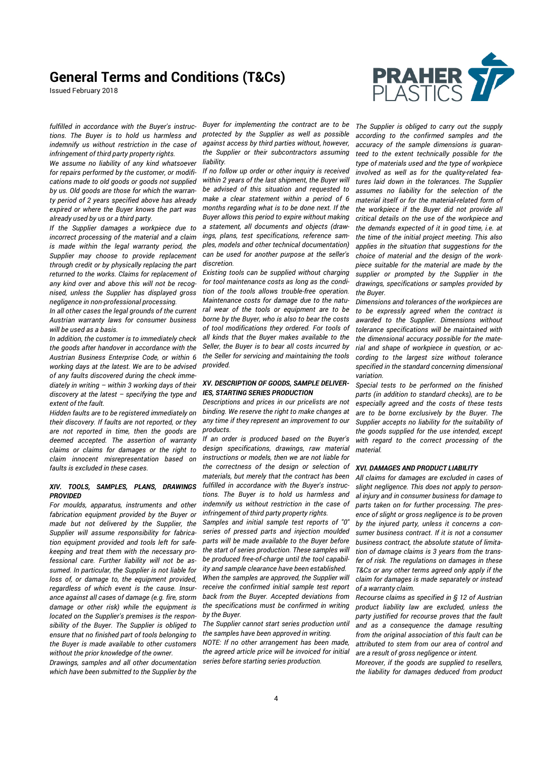*fulfilled in accordance with the Buyer's instructions. The Buyer is to hold us harmless and indemnify us without restriction in the case of infringement of third party property rights.*

*We assume no liability of any kind whatsoever for repairs performed by the customer, or modifications made to old goods or goods not supplied by us. Old goods are those for which the warranty period of 2 years specified above has already expired or where the Buyer knows the part was already used by us or a third party.*

*If the Supplier damages a workpiece due to incorrect processing of the material and a claim is made within the legal warranty period, the Supplier may choose to provide replacement through credit or by physically replacing the part returned to the works. Claims for replacement of any kind over and above this will not be recognised, unless the Supplier has displayed gross negligence in non-professional processing.*

*In all other cases the legal grounds of the current Austrian warranty laws for consumer business will be used as a basis.*

*In addition, the customer is to immediately check the goods after handover in accordance with the Austrian Business Enterprise Code, or within 6 working days at the latest. We are to be advised of any faults discovered during the check immediately in writing – within 3 working days of their discovery at the latest – specifying the type and extent of the fault.*

*Hidden faults are to be registered immediately on their discovery. If faults are not reported, or they are not reported in time, then the goods are deemed accepted. The assertion of warranty claims or claims for damages or the right to claim innocent misrepresentation based on faults is excluded in these cases.*

### *XIV. TOOLS, SAMPLES, PLANS, DRAWINGS PROVIDED*

*For moulds, apparatus, instruments and other fabrication equipment provided by the Buyer or made but not delivered by the Supplier, the Supplier will assume responsibility for fabrication equipment provided and tools left for safekeeping and treat them with the necessary professional care. Further liability will not be assumed. In particular, the Supplier is not liable for loss of, or damage to, the equipment provided, regardless of which event is the cause. Insurance against all cases of damage (e.g. fire, storm damage or other risk) while the equipment is located on the Supplier's premises is the responsibility of the Buyer. The Supplier is obliged to ensure that no finished part of tools belonging to the Buyer is made available to other customers without the prior knowledge of the owner.*

*Drawings, samples and all other documentation which have been submitted to the Supplier by the Buyer for implementing the contract are to be protected by the Supplier as well as possible against access by third parties without, however, the Supplier or their subcontractors assuming liability.*

*If no follow up order or other inquiry is received within 2 years of the last shipment, the Buyer will be advised of this situation and requested to make a clear statement within a period of 6 months regarding what is to be done next. If the Buyer allows this period to expire without making a statement, all documents and objects (drawings, plans, test specifications, reference samples, models and other technical documentation) can be used for another purpose at the seller's discretion.*

*Existing tools can be supplied without charging for tool maintenance costs as long as the condition of the tools allows trouble-free operation. Maintenance costs for damage due to the natural wear of the tools or equipment are to be borne by the Buyer, who is also to bear the costs of tool modifications they ordered. For tools of all kinds that the Buyer makes available to the Seller, the Buyer is to bear all costs incurred by the Seller for servicing and maintaining the tools provided.*

### *XV. DESCRIPTION OF GOODS, SAMPLE DELIVERIES, STARTING SERIES PRODUCTION*

*Descriptions and prices in our pricelists are not binding. We reserve the right to make changes at any time if they represent an improvement to our products.*

*If an order is produced based on the Buyer's design specifications, drawings, raw material instructions or models, then we are not liable for the correctness of the design or selection of materials, but merely that the contract has been fulfilled in accordance with the Buyer's instructions. The Buyer is to hold us harmless and indemnify us without restriction in the case of infringement of third party property rights.*

*Samples and initial sample test reports of "0" series of pressed parts and injection moulded parts will be made available to the Buyer before the start of series production. These samples will be produced free-of-charge until the tool capability and sample clearance have been established.*

*When the samples are approved, the Supplier will receive the confirmed initial sample test report back from the Buyer. Accepted deviations from the specifications must be confirmed in writing by the Buyer.*

*The Supplier cannot start series production until the samples have been approved in writing.*

*NOTE: If no other arrangement has been made, the agreed article price will be invoiced for initial series before starting series production.*

*The Supplier is obliged to carry out the supply according to the confirmed samples and the accuracy of the sample dimensions is guaranteed to the extent technically possible for the type of materials used and the type of workpiece involved as well as for the quality-related features laid down in the tolerances. The Supplier assumes no liability for the selection of the material itself or for the material-related form of the workpiece if the Buyer did not provide all critical details on the use of the workpiece and the demands expected of it in good time, i.e. at the time of the initial project meeting. This also applies in the situation that suggestions for the choice of material and the design of the workpiece suitable for the material are made by the supplier or prompted by the Supplier in the drawings, specifications or samples provided by the Buyer.*

*Dimensions and tolerances of the workpieces are to be expressly agreed when the contract is awarded to the Supplier. Dimensions without tolerance specifications will be maintained with the dimensional accuracy possible for the material and shape of workpiece in question, or according to the largest size without tolerance specified in the standard concerning dimensional variation.*

*Special tests to be performed on the finished parts (in addition to standard checks), are to be especially agreed and the costs of these tests are to be borne exclusively by the Buyer. The Supplier accepts no liability for the suitability of the goods supplied for the use intended, except with regard to the correct processing of the material.*

### *XVI. DAMAGES AND PRODUCT LIABILITY*

*All claims for damages are excluded in cases of slight negligence. This does not apply to personal injury and in consumer business for damage to parts taken on for further processing. The presence of slight or gross negligence is to be proven by the injured party, unless it concerns a consumer business contract. If it is not a consumer business contract, the absolute statute of limitation of damage claims is 3 years from the transfer of risk. The regulations on damages in these T&Cs or any other terms agreed only apply if the claim for damages is made separately or instead of a warranty claim.*

*Recourse claims as specified in § 12 of Austrian product liability law are excluded, unless the party justified for recourse proves that the fault and as a consequence the damage resulting from the original association of this fault can be attributed to stem from our area of control and are a result of gross negligence or intent.*

*Moreover, if the goods are supplied to resellers, the liability for damages deduced from product*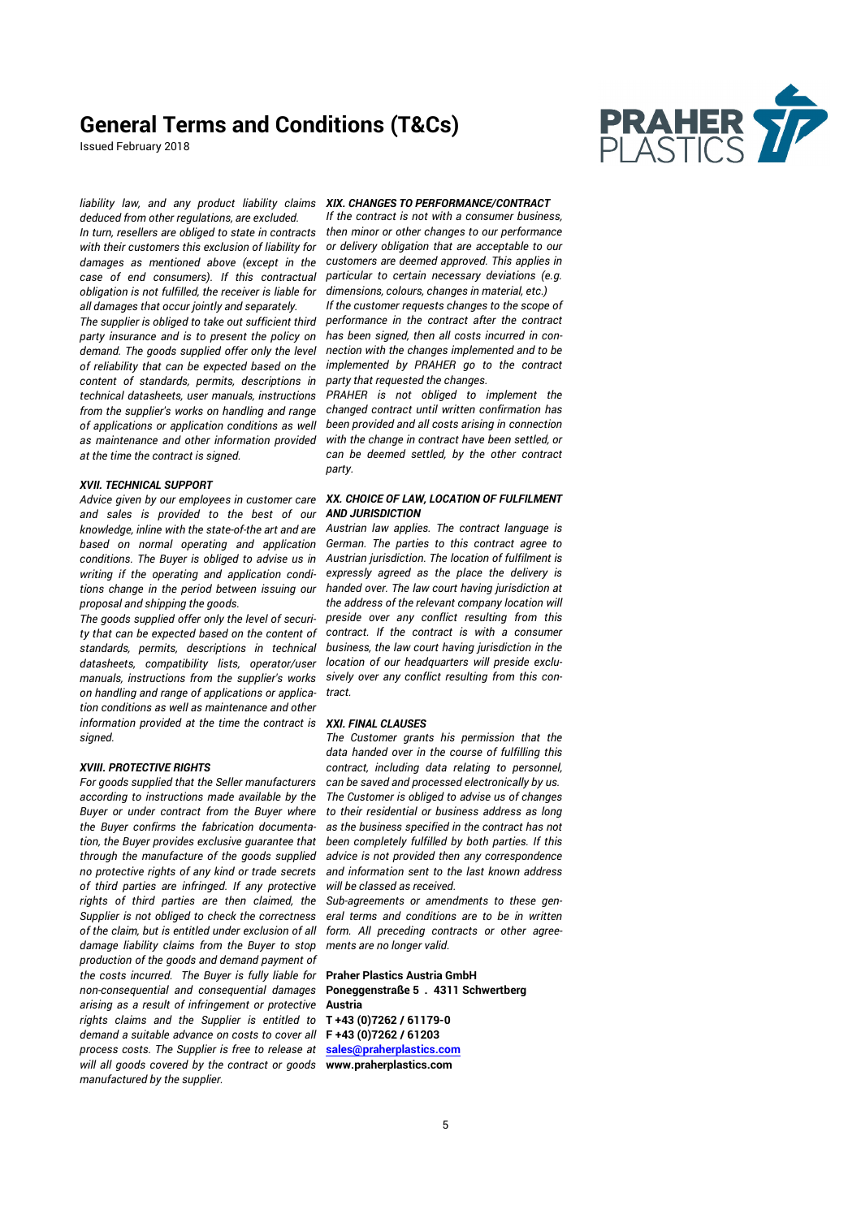*liability law, and any product liability claims deduced from other regulations, are excluded.*
*In turn, resellers are obliged to state in contracts with their customers this exclusion of liability for damages as mentioned above (except in the case of end consumers). If this contractual obligation is not fulfilled, the receiver is liable for all damages that occur jointly and separately.*
*The supplier is obliged to take out sufficient third party insurance and is to present the policy on demand. The goods supplied offer only the level of reliability that can be expected based on the content of standards, permits, descriptions in technical datasheets, user manuals, instructions from the supplier's works on handling and range of applications or application conditions as well as maintenance and other information provided at the time the contract is signed.*

### *XVII. TECHNICAL SUPPORT*

*Advice given by our employees in customer care and sales is provided to the best of our knowledge, inline with the state-of-the art and are based on normal operating and application conditions. The Buyer is obliged to advise us in writing if the operating and application conditions change in the period between issuing our proposal and shipping the goods.*
*The goods supplied offer only the level of security that can be expected based on the content of standards, permits, descriptions in technical datasheets, compatibility lists, operator/user manuals, instructions from the supplier's works on handling and range of applications or application conditions as well as maintenance and other information provided at the time the contract is signed.*

### *XVIII. PROTECTIVE RIGHTS*

*For goods supplied that the Seller manufacturers according to instructions made available by the Buyer or under contract from the Buyer where the Buyer confirms the fabrication documentation, the Buyer provides exclusive guarantee that through the manufacture of the goods supplied no protective rights of any kind or trade secrets of third parties are infringed. If any protective rights of third parties are then claimed, the Supplier is not obliged to check the correctness of the claim, but is entitled under exclusion of all damage liability claims from the Buyer to stop production of the goods and demand payment of the costs incurred. The Buyer is fully liable for non-consequential and consequential damages arising as a result of infringement or protective rights claims and the Supplier is entitled to demand a suitable advance on costs to cover all process costs. The Supplier is free to release at will all goods covered by the contract or goods manufactured by the supplier.*

### *XIX. CHANGES TO PERFORMANCE/CONTRACT*

*If the contract is not with a consumer business, then minor or other changes to our performance or delivery obligation that are acceptable to our customers are deemed approved. This applies in particular to certain necessary deviations (e.g. dimensions, colours, changes in material, etc.)*
*If the customer requests changes to the scope of performance in the contract after the contract has been signed, then all costs incurred in connection with the changes implemented and to be implemented by PRAHER go to the contract party that requested the changes.*
*PRAHER is not obliged to implement the changed contract until written confirmation has been provided and all costs arising in connection with the change in contract have been settled, or can be deemed settled, by the other contract party.*

### *XX. CHOICE OF LAW, LOCATION OF FULFILMENT AND JURISDICTION*

*Austrian law applies. The contract language is German. The parties to this contract agree to Austrian jurisdiction. The location of fulfilment is expressly agreed as the place the delivery is handed over. The law court having jurisdiction at the address of the relevant company location will preside over any conflict resulting from this contract. If the contract is with a consumer business, the law court having jurisdiction in the location of our headquarters will preside exclusively over any conflict resulting from this contract.*

### *XXI. FINAL CLAUSES*

*The Customer grants his permission that the data handed over in the course of fulfilling this contract, including data relating to personnel, can be saved and processed electronically by us. The Customer is obliged to advise us of changes to their residential or business address as long as the business specified in the contract has not been completely fulfilled by both parties. If this advice is not provided then any correspondence and information sent to the last known address will be classed as received.*
*Sub-agreements or amendments to these general terms and conditions are to be in written form. All preceding contracts or other agreements are no longer valid.*

**Praher Plastics Austria GmbH**
**Poneggenstraße 5 . 4311 Schwertberg**
**Austria**
**T +43 (0)7262 / 61179-0**
**F +43 (0)7262 / 61203**
**sales@praherplastics.com**
**www.praherplastics.com**